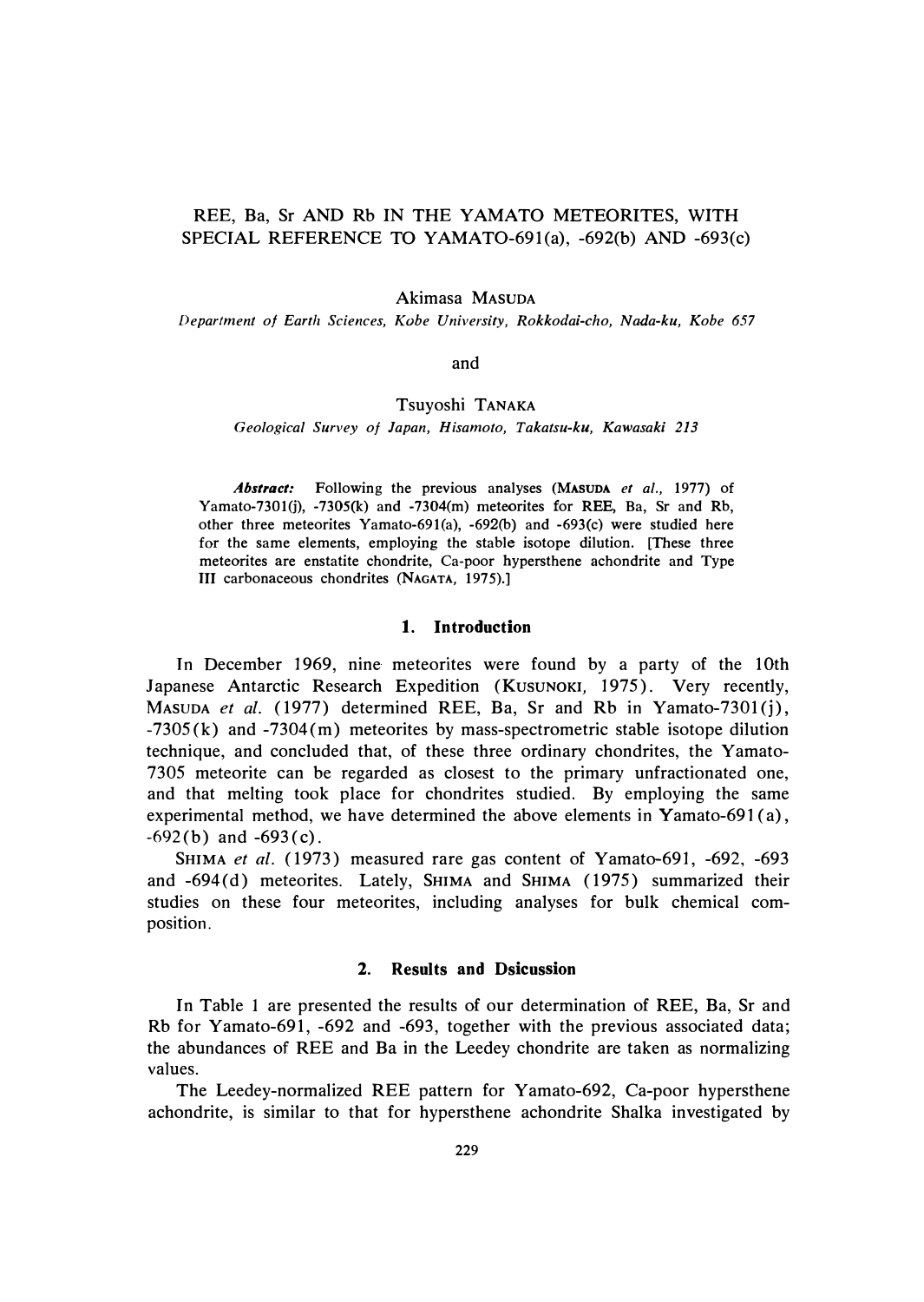# REE, Ba, Sr AND Rb IN THE YAMATO METEORITES, WITH SPECIAL REFERENCE TO YAMATO-691(a), -692(b) AND -693(c)

Akimasa MASUDA

*Department of Earth Sciences, Kobe University, Rokkodai-cho, Nada-ku, Kobe 657*

and

Tsuyoshi TANAKA

*Geological Survey of Japan, Hisamoto, Takatsu-ku, Kawasaki 213*

***Abstract:*** Following the previous analyses (MASUDA *et al.*, 1977) of Yamato-7301(j), -7305(k) and -7304(m) meteorites for REE, Ba, Sr and Rb, other three meteorites Yamato-691(a), -692(b) and -693(c) were studied here for the same elements, employing the stable isotope dilution. [These three meteorites are enstatite chondrite, Ca-poor hypersthene achondrite and Type III carbonaceous chondrites (NAGATA, 1975).]

## 1. Introduction

In December 1969, nine meteorites were found by a party of the 10th Japanese Antarctic Research Expedition (KUSUNOKI, 1975). Very recently, MASUDA *et al.* (1977) determined REE, Ba, Sr and Rb in Yamato-7301(j), -7305(k) and -7304(m) meteorites by mass-spectrometric stable isotope dilution technique, and concluded that, of these three ordinary chondrites, the Yamato-7305 meteorite can be regarded as closest to the primary unfractionated one, and that melting took place for chondrites studied. By employing the same experimental method, we have determined the above elements in Yamato-691(a), -692(b) and -693(c).

SHIMA *et al.* (1973) measured rare gas content of Yamato-691, -692, -693 and -694(d) meteorites. Lately, SHIMA and SHIMA (1975) summarized their studies on these four meteorites, including analyses for bulk chemical composition.

## 2. Results and Dsicussion

In Table 1 are presented the results of our determination of REE, Ba, Sr and Rb for Yamato-691, -692 and -693, together with the previous associated data; the abundances of REE and Ba in the Leedey chondrite are taken as normalizing values.

The Leedey-normalized REE pattern for Yamato-692, Ca-poor hypersthene achondrite, is similar to that for hypersthene achondrite Shalka investigated by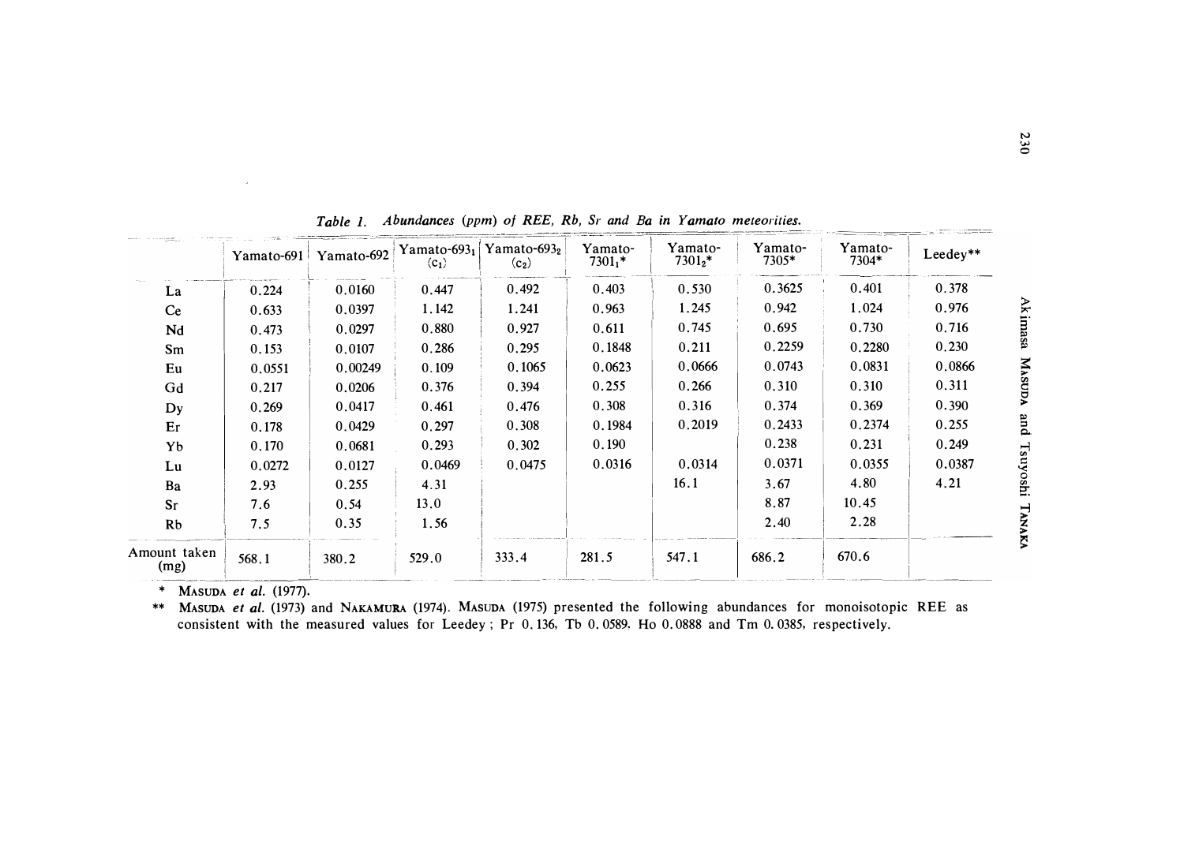*Table 1. Abundances (ppm) of REE, Rb, Sr and Ba in Yamato meteorities.*

| | Yamato-691 | Yamato-692 | Yamato-$693_1$ ($c_1$) | Yamato-$693_2$ ($c_2$) | Yamato-$7301_1$* | Yamato-$7301_2$* | Yamato-7305* | Yamato-7304* | Leedey** |
|---|---|---|---|---|---|---|---|---|---|
| La | 0.224 | 0.0160 | 0.447 | 0.492 | 0.403 | 0.530 | 0.3625 | 0.401 | 0.378 |
| Ce | 0.633 | 0.0397 | 1.142 | 1.241 | 0.963 | 1.245 | 0.942 | 1.024 | 0.976 |
| Nd | 0.473 | 0.0297 | 0.880 | 0.927 | 0.611 | 0.745 | 0.695 | 0.730 | 0.716 |
| Sm | 0.153 | 0.0107 | 0.286 | 0.295 | 0.1848 | 0.211 | 0.2259 | 0.2280 | 0.230 |
| Eu | 0.0551 | 0.00249 | 0.109 | 0.1065 | 0.0623 | 0.0666 | 0.0743 | 0.0831 | 0.0866 |
| Gd | 0.217 | 0.0206 | 0.376 | 0.394 | 0.255 | 0.266 | 0.310 | 0.310 | 0.311 |
| Dy | 0.269 | 0.0417 | 0.461 | 0.476 | 0.308 | 0.316 | 0.374 | 0.369 | 0.390 |
| Er | 0.178 | 0.0429 | 0.297 | 0.308 | 0.1984 | 0.2019 | 0.2433 | 0.2374 | 0.255 |
| Yb | 0.170 | 0.0681 | 0.293 | 0.302 | 0.190 | | 0.238 | 0.231 | 0.249 |
| Lu | 0.0272 | 0.0127 | 0.0469 | 0.0475 | 0.0316 | 0.0314 | 0.0371 | 0.0355 | 0.0387 |
| Ba | 2.93 | 0.255 | 4.31 | | | 16.1 | 3.67 | 4.80 | 4.21 |
| Sr | 7.6 | 0.54 | 13.0 | | | | 8.87 | 10.45 | |
| Rb | 7.5 | 0.35 | 1.56 | | | | 2.40 | 2.28 | |
| Amount taken (mg) | 568.1 | 380.2 | 529.0 | 333.4 | 281.5 | 547.1 | 686.2 | 670.6 | |

\* MASUDA *et al.* (1977).

\*\* MASUDA *et al.* (1973) and NAKAMURA (1974). MASUDA (1975) presented the following abundances for monoisotopic REE as consistent with the measured values for Leedey ; Pr 0.136, Tb 0.0589. Ho 0.0888 and Tm 0.0385, respectively.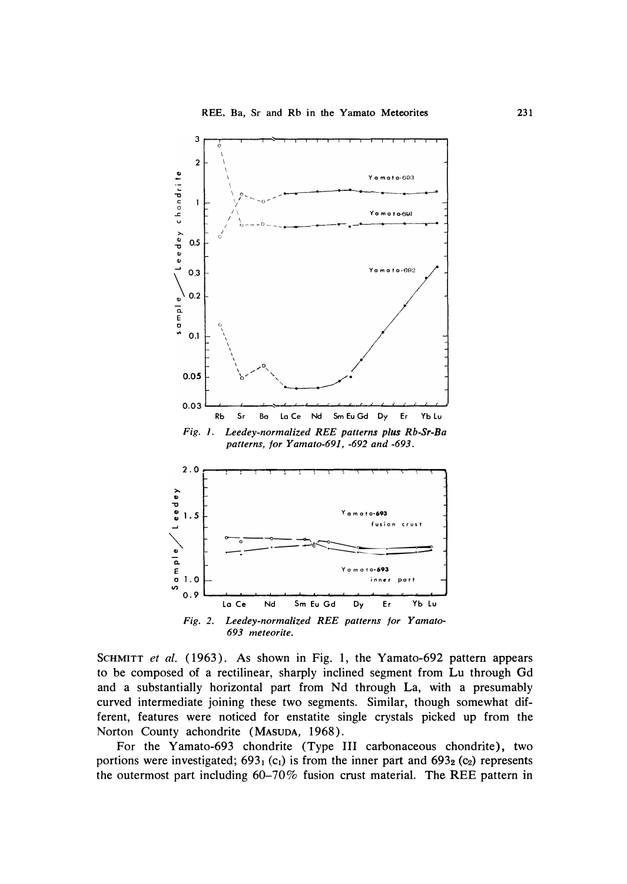*Fig. 1. Leedey-normalized REE patterns plus Rb-Sr-Ba patterns, for Yamato-691, -692 and -693.*

*Fig. 2. Leedey-normalized REE patterns for Yamato-693 meteorite.*

SCHMITT *et al.* (1963). As shown in Fig. 1, the Yamato-692 pattern appears to be composed of a rectilinear, sharply inclined segment from Lu through Gd and a substantially horizontal part from Nd through La, with a presumably curved intermediate joining these two segments. Similar, though somewhat different, features were noticed for enstatite single crystals picked up from the Norton County achondrite (MASUDA, 1968).

For the Yamato-693 chondrite (Type III carbonaceous chondrite), two portions were investigated; $693_1$ ($c_1$) is from the inner part and $693_2$ ($c_2$) represents the outermost part including 60–70% fusion crust material. The REE pattern in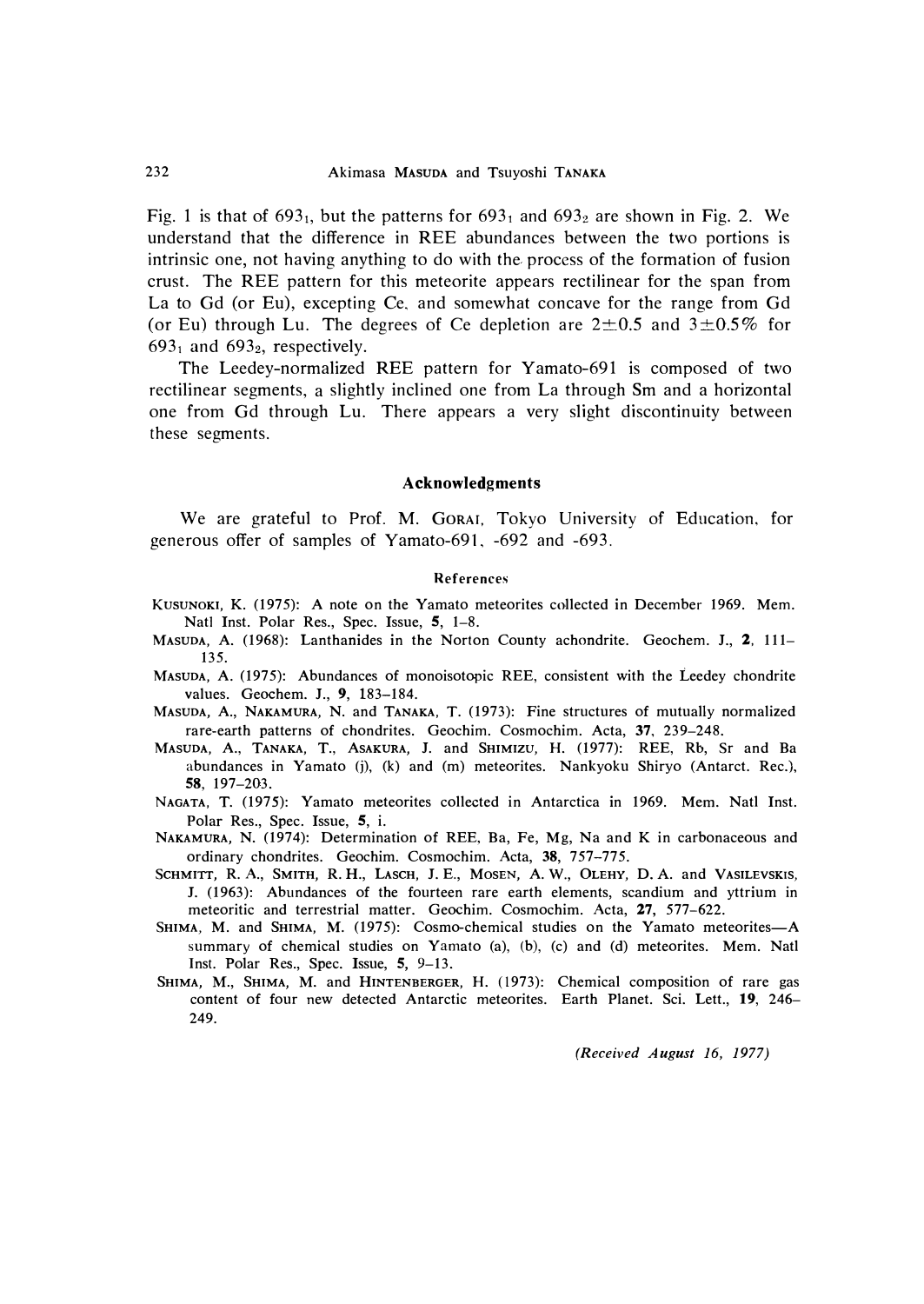Fig. 1 is that of $693_1$, but the patterns for $693_1$ and $693_2$ are shown in Fig. 2. We understand that the difference in REE abundances between the two portions is intrinsic one, not having anything to do with the process of the formation of fusion crust. The REE pattern for this meteorite appears rectilinear for the span from La to Gd (or Eu), excepting Ce, and somewhat concave for the range from Gd (or Eu) through Lu. The degrees of Ce depletion are $2\pm0.5$ and $3\pm0.5\%$ for $693_1$ and $693_2$, respectively.

The Leedey-normalized REE pattern for Yamato-691 is composed of two rectilinear segments, a slightly inclined one from La through Sm and a horizontal one from Gd through Lu. There appears a very slight discontinuity between these segments.

## Acknowledgments

We are grateful to Prof. M. GORAI, Tokyo University of Education, for generous offer of samples of Yamato-691, -692 and -693.

### References

KUSUNOKI, K. (1975): A note on the Yamato meteorites collected in December 1969. Mem. Natl Inst. Polar Res., Spec. Issue, **5**, 1–8.

MASUDA, A. (1968): Lanthanides in the Norton County achondrite. Geochem. J., **2**, 111–135.

MASUDA, A. (1975): Abundances of monoisotopic REE, consistent with the Leedey chondrite values. Geochem. J., **9**, 183–184.

MASUDA, A., NAKAMURA, N. and TANAKA, T. (1973): Fine structures of mutually normalized rare-earth patterns of chondrites. Geochim. Cosmochim. Acta, **37**, 239–248.

MASUDA, A., TANAKA, T., ASAKURA, J. and SHIMIZU, H. (1977): REE, Rb, Sr and Ba abundances in Yamato (j), (k) and (m) meteorites. Nankyoku Shiryo (Antarct. Rec.), **58**, 197–203.

NAGATA, T. (1975): Yamato meteorites collected in Antarctica in 1969. Mem. Natl Inst. Polar Res., Spec. Issue, **5**, i.

NAKAMURA, N. (1974): Determination of REE, Ba, Fe, Mg, Na and K in carbonaceous and ordinary chondrites. Geochim. Cosmochim. Acta, **38**, 757–775.

SCHMITT, R. A., SMITH, R. H., LASCH, J. E., MOSEN, A. W., OLEHY, D. A. and VASILEVSKIS, J. (1963): Abundances of the fourteen rare earth elements, scandium and yttrium in meteoritic and terrestrial matter. Geochim. Cosmochim. Acta, **27**, 577–622.

SHIMA, M. and SHIMA, M. (1975): Cosmo-chemical studies on the Yamato meteorites—A summary of chemical studies on Yamato (a), (b), (c) and (d) meteorites. Mem. Natl Inst. Polar Res., Spec. Issue, **5**, 9–13.

SHIMA, M., SHIMA, M. and HINTENBERGER, H. (1973): Chemical composition of rare gas content of four new detected Antarctic meteorites. Earth Planet. Sci. Lett., **19**, 246–249.

*(Received August 16, 1977)*